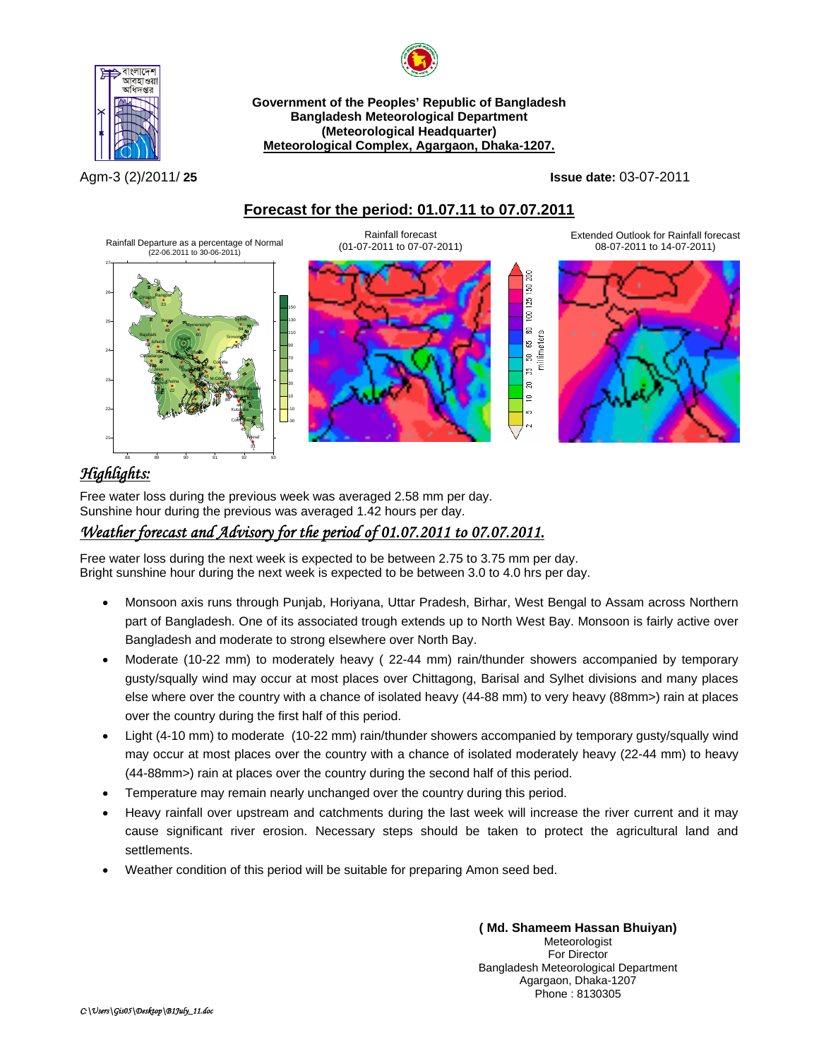**Government of the Peoples' Republic of Bangladesh**
**Bangladesh Meteorological Department**
**(Meteorological Headquarter)**
**Meteorological Complex, Agargaon, Dhaka-1207.**

Agm-3 (2)/2011/ **25** **Issue date:** 03-07-2011

## Forecast for the period: 01.07.11 to 07.07.2011

Rainfall Departure as a percentage of Normal (22-06.2011 to 30-06-2011)

Rainfall forecast (01-07-2011 to 07-07-2011)

Extended Outlook for Rainfall forecast 08-07-2011 to 14-07-2011)

## *Highlights:*

Free water loss during the previous week was averaged 2.58 mm per day.
Sunshine hour during the previous was averaged 1.42 hours per day.

## *Weather forecast and Advisory for the period of 01.07.2011 to 07.07.2011.*

Free water loss during the next week is expected to be between 2.75 to 3.75 mm per day.
Bright sunshine hour during the next week is expected to be between 3.0 to 4.0 hrs per day.

- Monsoon axis runs through Punjab, Horiyana, Uttar Pradesh, Birhar, West Bengal to Assam across Northern part of Bangladesh. One of its associated trough extends up to North West Bay. Monsoon is fairly active over Bangladesh and moderate to strong elsewhere over North Bay.
- Moderate (10-22 mm) to moderately heavy ( 22-44 mm) rain/thunder showers accompanied by temporary gusty/squally wind may occur at most places over Chittagong, Barisal and Sylhet divisions and many places else where over the country with a chance of isolated heavy (44-88 mm) to very heavy (88mm>) rain at places over the country during the first half of this period.
- Light (4-10 mm) to moderate (10-22 mm) rain/thunder showers accompanied by temporary gusty/squally wind may occur at most places over the country with a chance of isolated moderately heavy (22-44 mm) to heavy (44-88mm>) rain at places over the country during the second half of this period.
- Temperature may remain nearly unchanged over the country during this period.
- Heavy rainfall over upstream and catchments during the last week will increase the river current and it may cause significant river erosion. Necessary steps should be taken to protect the agricultural land and settlements.
- Weather condition of this period will be suitable for preparing Amon seed bed.

**( Md. Shameem Hassan Bhuiyan)**
Meteorologist
For Director
Bangladesh Meteorological Department
Agargaon, Dhaka-1207
Phone : 8130305

*C:\Users\Gis05\Desktop\B1July_11.doc*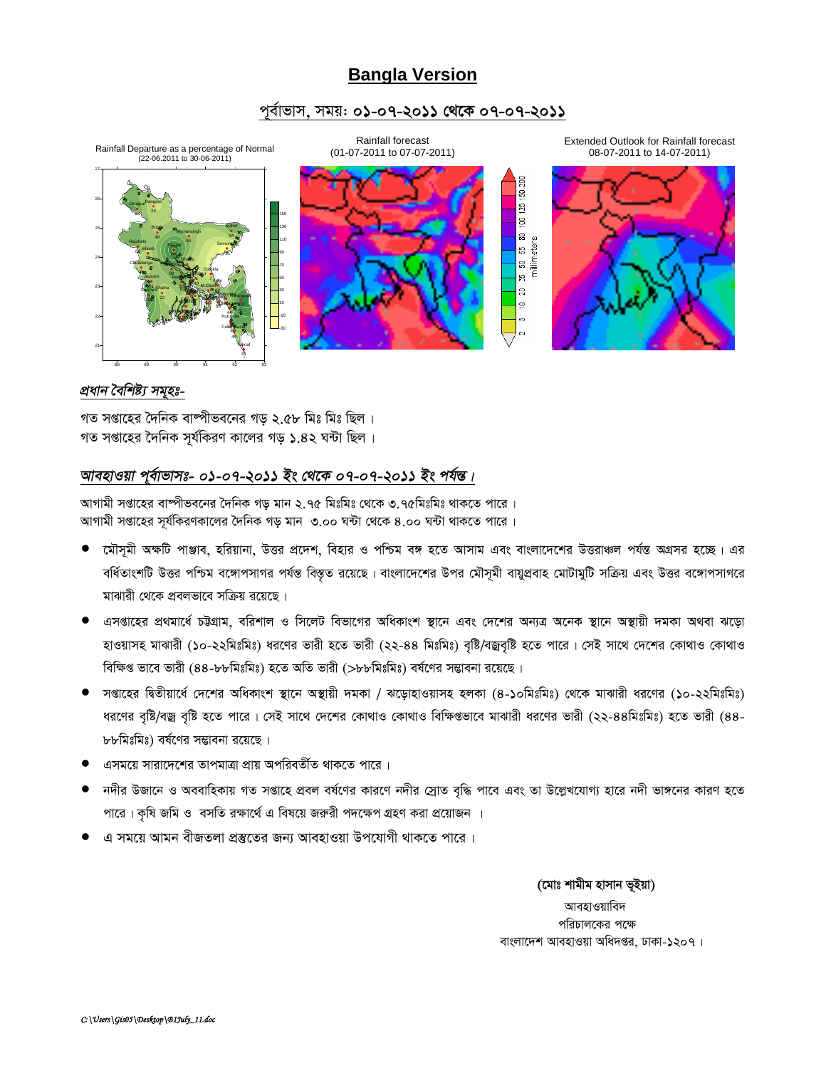# Bangla Version

## পূর্বাভাস, সময়: ০১-০৭-২০১১ থেকে ০৭-০৭-২০১১

Rainfall Departure as a percentage of Normal (22-06.2011 to 30-06-2011)

Rainfall forecast (01-07-2011 to 07-07-2011)

Extended Outlook for Rainfall forecast 08-07-2011 to 14-07-2011)

### *প্রধান বৈশিষ্ট্য সমূহঃ-*

গত সপ্তাহের দৈনিক বাষ্পীভবনের গড় ২.৫৮ মিঃ মিঃ ছিল ।
গত সপ্তাহের দৈনিক সূর্যকিরণ কালের গড় ১.৪২ ঘন্টা ছিল ।

### *আবহাওয়া পূর্বাভাসঃ- ০১-০৭-২০১১ ইং থেকে ০৭-০৭-২০১১ ইং পর্যন্ত।*

আগামী সপ্তাহের বাষ্পীভবনের দৈনিক গড় মান ২.৭৫ মিঃমিঃ থেকে ৩.৭৫মিঃমিঃ থাকতে পারে ।
আগামী সপ্তাহের সূর্যকিরণকালের দৈনিক গড় মান ৩.০০ ঘন্টা থেকে ৪.০০ ঘন্টা থাকতে পারে ।

- মৌসুমী অক্ষটি পাঞ্জাব, হরিয়ানা, উত্তর প্রদেশ, বিহার ও পশ্চিম বঙ্গ হতে আসাম এবং বাংলাদেশের উত্তরাঞ্চল পর্যন্ত অগ্রসর হচ্ছে । এর বর্ধিতাংশটি উত্তর পশ্চিম বঙ্গোপসাগর পর্যন্ত বিস্তৃত রয়েছে । বাংলাদেশের উপর মৌসুমী বায়ুপ্রবাহ মোটামুটি সক্রিয় এবং উত্তর বঙ্গোপসাগরে মাঝারী থেকে প্রবলভাবে সক্রিয় রয়েছে ।
- এসপ্তাহের প্রথমার্ধে চট্টগ্রাম, বরিশাল ও সিলেট বিভাগের অধিকাংশ স্থানে এবং দেশের অন্যত্র অনেক স্থানে অস্থায়ী দমকা অথবা ঝড়ো হাওয়াসহ মাঝারী (১০-২২মিঃমিঃ) ধরণের ভারী হতে ভারী (২২-৪৪ মিঃমিঃ) বৃষ্টি/বজ্রবৃষ্টি হতে পারে । সেই সাথে দেশের কোথাও কোথাও বিক্ষিপ্ত ভাবে ভারী (৪৪-৮৮মিঃমিঃ) হতে অতি ভারী (>৮৮মিঃমিঃ) বর্ষণের সম্ভাবনা রয়েছে ।
- সপ্তাহের দ্বিতীয়ার্ধে দেশের অধিকাংশ স্থানে অস্থায়ী দমকা / ঝড়োহাওয়াসহ হলকা (৪-১০মিঃমিঃ) থেকে মাঝারী ধরণের (১০-২২মিঃমিঃ) ধরণের বৃষ্টি/বজ্র বৃষ্টি হতে পারে । সেই সাথে দেশের কোথাও কোথাও বিক্ষিপ্তভাবে মাঝারী ধরণের ভারী (২২-৪৪মিঃমিঃ) হতে ভারী (৪৪-৮৮মিঃমিঃ) বর্ষণের সম্ভাবনা রয়েছে ।
- এসময়ে সারাদেশের তাপমাত্রা প্রায় অপরিবর্তীত থাকতে পারে ।
- নদীর উজানে ও অববাহিকায় গত সপ্তাহে প্রবল বর্ষণের কারণে নদীর স্রোত বৃদ্ধি পাবে এবং তা উল্লেখযোগ্য হারে নদী ভাঙ্গনের কারণ হতে পারে । কৃষি জমি ও বসতি রক্ষার্থে এ বিষয়ে জরুরী পদক্ষেপ গ্রহণ করা প্রয়োজন ।
- এ সময়ে আমন বীজতলা প্রস্তুতের জন্য আবহাওয়া উপযোগী থাকতে পারে ।

**(মোঃ শামীম হাসান ভূইয়া)**
আবহাওয়াবিদ
পরিচালকের পক্ষে
বাংলাদেশ আবহাওয়া অধিদপ্তর, ঢাকা-১২০৭ ।

*C:\Users\Gis05\Desktop\B1July_11.doc*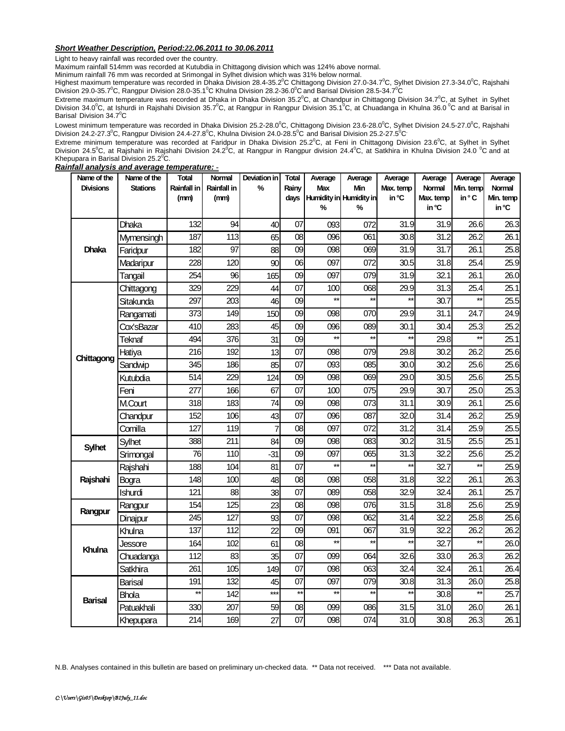***Short Weather Description, Period:22.06.2011 to 30.06.2011***

Light to heavy rainfall was recorded over the country.

Maximum rainfall 514mm was recorded at Kutubdia in Chittagong division which was 124% above normal.

Minimum rainfall 76 mm was recorded at Srimongal in Sylhet division which was 31% below normal.

Highest maximum temperature was recorded in Dhaka Division 28.4-35.2°C Chittagong Division 27.0-34.7°C, Sylhet Division 27.3-34.0°C, Rajshahi Division 29.0-35.7°C, Rangpur Division 28.0-35.1°C Khulna Division 28.2-36.0°C and Barisal Division 28.5-34.7°C

Extreme maximum temperature was recorded at Dhaka in Dhaka Division 35.2°C, at Chandpur in Chittagong Division 34.7°C, at Sylhet in Sylhet Division 34.0°C, at Ishurdi in Rajshahi Division 35.7°C, at Rangpur in Rangpur Division 35.1°C, at Chuadanga in Khulna 36.0 °C and at Barisal in Barisal Division 34.7°C

Lowest minimum temperature was recorded in Dhaka Division 25.2-28.0°C, Chittagong Division 23.6-28.0°C, Sylhet Division 24.5-27.0°C, Rajshahi Division 24.2-27.3°C, Rangpur Division 24.4-27.8°C, Khulna Division 24.0-28.5°C and Barisal Division 25.2-27.5°C.

Extreme minimum temperature was recorded at Faridpur in Dhaka Division 25.2°C, at Feni in Chittagong Division 23.6°C, at Sylhet in Sylhet Division 24.5°C, at Rajshahi in Rajshahi Division 24.2°C, at Rangpur in Rangpur division 24.4°C, at Satkhira in Khulna Division 24.0 °C and at Khepupara in Barisal Division 25.2°C.

***Rainfall analysis and average temperature: -***

| Name of the Divisions | Name of the Stations | Total Rainfall in (mm) | Normal Rainfall in (mm) | Deviation in % | Total Rainy days | Average Max Humidity in % | Average Min Humidity in % | Average Max. temp in °C | Average Normal Max. temp in °C | Average Min. temp in ° C | Average Normal Min. temp in °C |
|---|---|---|---|---|---|---|---|---|---|---|---|
| Dhaka | Dhaka | 132 | 94 | 40 | 07 | 093 | 072 | 31.9 | 31.9 | 26.6 | 26.3 |
| | Mymensingh | 187 | 113 | 65 | 08 | 096 | 061 | 30.8 | 31.2 | 26.2 | 26.1 |
| | Faridpur | 182 | 97 | 88 | 09 | 098 | 069 | 31.9 | 31.7 | 26.1 | 25.8 |
| | Madaripur | 228 | 120 | 90 | 06 | 097 | 072 | 30.5 | 31.8 | 25.4 | 25.9 |
| | Tangail | 254 | 96 | 165 | 09 | 097 | 079 | 31.9 | 32.1 | 26.1 | 26.0 |
| Chittagong | Chittagong | 329 | 229 | 44 | 07 | 100 | 068 | 29.9 | 31.3 | 25.4 | 25.1 |
| | Sitakunda | 297 | 203 | 46 | 09 | ** | ** | ** | 30.7 | ** | 25.5 |
| | Rangamati | 373 | 149 | 150 | 09 | 098 | 070 | 29.9 | 31.1 | 24.7 | 24.9 |
| | Cox'sBazar | 410 | 283 | 45 | 09 | 096 | 089 | 30.1 | 30.4 | 25.3 | 25.2 |
| | Teknaf | 494 | 376 | 31 | 09 | ** | ** | ** | 29.8 | ** | 25.1 |
| | Hatiya | 216 | 192 | 13 | 07 | 098 | 079 | 29.8 | 30.2 | 26.2 | 25.6 |
| | Sandwip | 345 | 186 | 85 | 07 | 093 | 085 | 30.0 | 30.2 | 25.6 | 25.6 |
| | Kutubdia | 514 | 229 | 124 | 09 | 098 | 069 | 29.0 | 30.5 | 25.6 | 25.5 |
| | Feni | 277 | 166 | 67 | 07 | 100 | 075 | 29.9 | 30.7 | 25.0 | 25.3 |
| | M.Court | 318 | 183 | 74 | 09 | 098 | 073 | 31.1 | 30.9 | 26.1 | 25.6 |
| | Chandpur | 152 | 106 | 43 | 07 | 096 | 087 | 32.0 | 31.4 | 26.2 | 25.9 |
| | Comilla | 127 | 119 | 7 | 08 | 097 | 072 | 31.2 | 31.4 | 25.9 | 25.5 |
| Sylhet | Sylhet | 388 | 211 | 84 | 09 | 098 | 083 | 30.2 | 31.5 | 25.5 | 25.1 |
| | Srimongal | 76 | 110 | -31 | 09 | 097 | 065 | 31.3 | 32.2 | 25.6 | 25.2 |
| Rajshahi | Rajshahi | 188 | 104 | 81 | 07 | ** | ** | ** | 32.7 | ** | 25.9 |
| | Bogra | 148 | 100 | 48 | 08 | 098 | 058 | 31.8 | 32.2 | 26.1 | 26.3 |
| | Ishurdi | 121 | 88 | 38 | 07 | 089 | 058 | 32.9 | 32.4 | 26.1 | 25.7 |
| Rangpur | Rangpur | 154 | 125 | 23 | 08 | 098 | 076 | 31.5 | 31.8 | 25.6 | 25.9 |
| | Dinajpur | 245 | 127 | 93 | 07 | 098 | 062 | 31.4 | 32.2 | 25.8 | 25.6 |
| Khulna | Khulna | 137 | 112 | 22 | 09 | 091 | 067 | 31.9 | 32.2 | 26.2 | 26.2 |
| | Jessore | 164 | 102 | 61 | 08 | ** | ** | ** | 32.7 | ** | 26.0 |
| | Chuadanga | 112 | 83 | 35 | 07 | 099 | 064 | 32.6 | 33.0 | 26.3 | 26.2 |
| | Satkhira | 261 | 105 | 149 | 07 | 098 | 063 | 32.4 | 32.4 | 26.1 | 26.4 |
| Barisal | Barisal | 191 | 132 | 45 | 07 | 097 | 079 | 30.8 | 31.3 | 26.0 | 25.8 |
| | Bhola | ** | 142 | *** | ** | ** | ** | ** | 30.8 | ** | 25.7 |
| | Patuakhali | 330 | 207 | 59 | 08 | 099 | 086 | 31.5 | 31.0 | 26.0 | 26.1 |
| | Khepupara | 214 | 169 | 27 | 07 | 098 | 074 | 31.0 | 30.8 | 26.3 | 26.1 |

N.B. Analyses contained in this bulletin are based on preliminary un-checked data. ** Data not received. *** Data not available.

*C:\Users\Gis05\Desktop\B1July_11.doc*